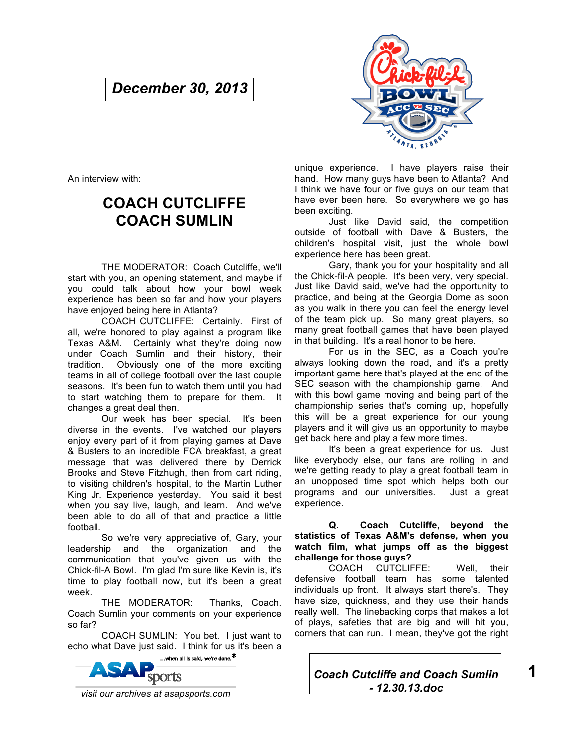**December 30, 2013**

An interview with:

# COACH CUTCLIFFE
# COACH SUMLIN

THE MODERATOR: Coach Cutcliffe, we'll start with you, an opening statement, and maybe if you could talk about how your bowl week experience has been so far and how your players have enjoyed being here in Atlanta?

COACH CUTCLIFFE: Certainly. First of all, we're honored to play against a program like Texas A&M. Certainly what they're doing now under Coach Sumlin and their history, their tradition. Obviously one of the more exciting teams in all of college football over the last couple seasons. It's been fun to watch them until you had to start watching them to prepare for them. It changes a great deal then.

Our week has been special. It's been diverse in the events. I've watched our players enjoy every part of it from playing games at Dave & Busters to an incredible FCA breakfast, a great message that was delivered there by Derrick Brooks and Steve Fitzhugh, then from cart riding, to visiting children's hospital, to the Martin Luther King Jr. Experience yesterday. You said it best when you say live, laugh, and learn. And we've been able to do all of that and practice a little football.

So we're very appreciative of, Gary, your leadership and the organization and the communication that you've given us with the Chick-fil-A Bowl. I'm glad I'm sure like Kevin is, it's time to play football now, but it's been a great week.

THE MODERATOR: Thanks, Coach. Coach Sumlin your comments on your experience so far?

COACH SUMLIN: You bet. I just want to echo what Dave just said. I think for us it's been a unique experience. I have players raise their hand. How many guys have been to Atlanta? And I think we have four or five guys on our team that have ever been here. So everywhere we go has been exciting.

Just like David said, the competition outside of football with Dave & Busters, the children's hospital visit, just the whole bowl experience here has been great.

Gary, thank you for your hospitality and all the Chick-fil-A people. It's been very, very special. Just like David said, we've had the opportunity to practice, and being at the Georgia Dome as soon as you walk in there you can feel the energy level of the team pick up. So many great players, so many great football games that have been played in that building. It's a real honor to be here.

For us in the SEC, as a Coach you're always looking down the road, and it's a pretty important game here that's played at the end of the SEC season with the championship game. And with this bowl game moving and being part of the championship series that's coming up, hopefully this will be a great experience for our young players and it will give us an opportunity to maybe get back here and play a few more times.

It's been a great experience for us. Just like everybody else, our fans are rolling in and we're getting ready to play a great football team in an unopposed time spot which helps both our programs and our universities. Just a great experience.

**Q. Coach Cutcliffe, beyond the statistics of Texas A&M's defense, when you watch film, what jumps off as the biggest challenge for those guys?**

COACH CUTCLIFFE: Well, their defensive football team has some talented individuals up front. It always start there's. They have size, quickness, and they use their hands really well. The linebacking corps that makes a lot of plays, safeties that are big and will hit you, corners that can run. I mean, they've got the right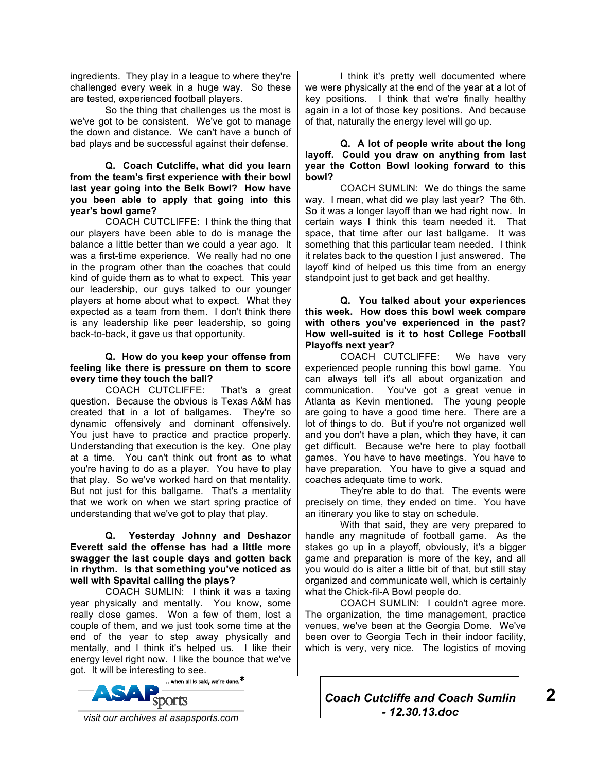ingredients. They play in a league to where they're challenged every week in a huge way. So these are tested, experienced football players.

So the thing that challenges us the most is we've got to be consistent. We've got to manage the down and distance. We can't have a bunch of bad plays and be successful against their defense.

**Q. Coach Cutcliffe, what did you learn from the team's first experience with their bowl last year going into the Belk Bowl? How have you been able to apply that going into this year's bowl game?**

COACH CUTCLIFFE: I think the thing that our players have been able to do is manage the balance a little better than we could a year ago. It was a first-time experience. We really had no one in the program other than the coaches that could kind of guide them as to what to expect. This year our leadership, our guys talked to our younger players at home about what to expect. What they expected as a team from them. I don't think there is any leadership like peer leadership, so going back-to-back, it gave us that opportunity.

**Q. How do you keep your offense from feeling like there is pressure on them to score every time they touch the ball?**

COACH CUTCLIFFE: That's a great question. Because the obvious is Texas A&M has created that in a lot of ballgames. They're so dynamic offensively and dominant offensively. You just have to practice and practice properly. Understanding that execution is the key. One play at a time. You can't think out front as to what you're having to do as a player. You have to play that play. So we've worked hard on that mentality. But not just for this ballgame. That's a mentality that we work on when we start spring practice of understanding that we've got to play that play.

**Q. Yesterday Johnny and Deshazor Everett said the offense has had a little more swagger the last couple days and gotten back in rhythm. Is that something you've noticed as well with Spavital calling the plays?**

COACH SUMLIN: I think it was a taxing year physically and mentally. You know, some really close games. Won a few of them, lost a couple of them, and we just took some time at the end of the year to step away physically and mentally, and I think it's helped us. I like their energy level right now. I like the bounce that we've got. It will be interesting to see.

I think it's pretty well documented where we were physically at the end of the year at a lot of key positions. I think that we're finally healthy again in a lot of those key positions. And because of that, naturally the energy level will go up.

**Q. A lot of people write about the long layoff. Could you draw on anything from last year the Cotton Bowl looking forward to this bowl?**

COACH SUMLIN: We do things the same way. I mean, what did we play last year? The 6th. So it was a longer layoff than we had right now. In certain ways I think this team needed it. That space, that time after our last ballgame. It was something that this particular team needed. I think it relates back to the question I just answered. The layoff kind of helped us this time from an energy standpoint just to get back and get healthy.

**Q. You talked about your experiences this week. How does this bowl week compare with others you've experienced in the past? How well-suited is it to host College Football Playoffs next year?**

COACH CUTCLIFFE: We have very experienced people running this bowl game. You can always tell it's all about organization and communication. You've got a great venue in Atlanta as Kevin mentioned. The young people are going to have a good time here. There are a lot of things to do. But if you're not organized well and you don't have a plan, which they have, it can get difficult. Because we're here to play football games. You have to have meetings. You have to have preparation. You have to give a squad and coaches adequate time to work.

They're able to do that. The events were precisely on time, they ended on time. You have an itinerary you like to stay on schedule.

With that said, they are very prepared to handle any magnitude of football game. As the stakes go up in a playoff, obviously, it's a bigger game and preparation is more of the key, and all you would do is alter a little bit of that, but still stay organized and communicate well, which is certainly what the Chick-fil-A Bowl people do.

COACH SUMLIN: I couldn't agree more. The organization, the time management, practice venues, we've been at the Georgia Dome. We've been over to Georgia Tech in their indoor facility, which is very, very nice. The logistics of moving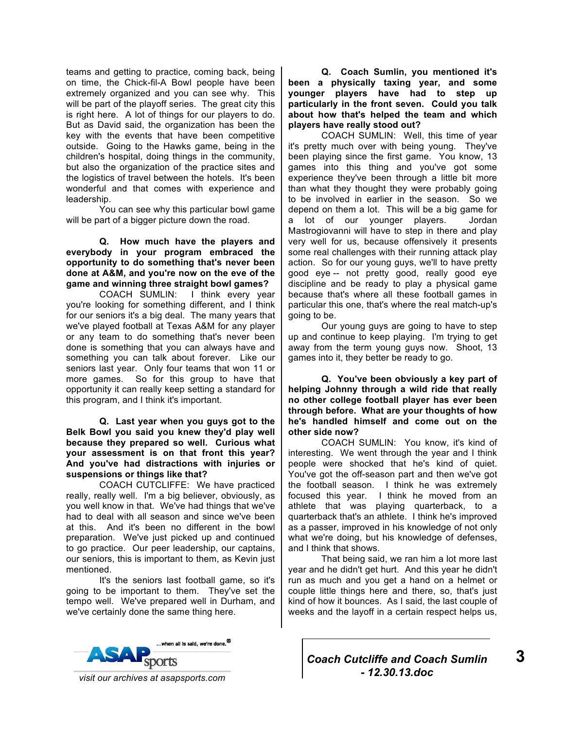teams and getting to practice, coming back, being on time, the Chick-fil-A Bowl people have been extremely organized and you can see why. This will be part of the playoff series. The great city this is right here. A lot of things for our players to do. But as David said, the organization has been the key with the events that have been competitive outside. Going to the Hawks game, being in the children's hospital, doing things in the community, but also the organization of the practice sites and the logistics of travel between the hotels. It's been wonderful and that comes with experience and leadership.

You can see why this particular bowl game will be part of a bigger picture down the road.

**Q. How much have the players and everybody in your program embraced the opportunity to do something that's never been done at A&M, and you're now on the eve of the game and winning three straight bowl games?**

COACH SUMLIN: I think every year you're looking for something different, and I think for our seniors it's a big deal. The many years that we've played football at Texas A&M for any player or any team to do something that's never been done is something that you can always have and something you can talk about forever. Like our seniors last year. Only four teams that won 11 or more games. So for this group to have that opportunity it can really keep setting a standard for this program, and I think it's important.

**Q. Last year when you guys got to the Belk Bowl you said you knew they'd play well because they prepared so well. Curious what your assessment is on that front this year? And you've had distractions with injuries or suspensions or things like that?**

COACH CUTCLIFFE: We have practiced really, really well. I'm a big believer, obviously, as you well know in that. We've had things that we've had to deal with all season and since we've been at this. And it's been no different in the bowl preparation. We've just picked up and continued to go practice. Our peer leadership, our captains, our seniors, this is important to them, as Kevin just mentioned.

It's the seniors last football game, so it's going to be important to them. They've set the tempo well. We've prepared well in Durham, and we've certainly done the same thing here.

**Q. Coach Sumlin, you mentioned it's been a physically taxing year, and some younger players have had to step up particularly in the front seven. Could you talk about how that's helped the team and which players have really stood out?**

COACH SUMLIN: Well, this time of year it's pretty much over with being young. They've been playing since the first game. You know, 13 games into this thing and you've got some experience they've been through a little bit more than what they thought they were probably going to be involved in earlier in the season. So we depend on them a lot. This will be a big game for a lot of our younger players. Jordan Mastrogiovanni will have to step in there and play very well for us, because offensively it presents some real challenges with their running attack play action. So for our young guys, we'll to have pretty good eye -- not pretty good, really good eye discipline and be ready to play a physical game because that's where all these football games in particular this one, that's where the real match-up's going to be.

Our young guys are going to have to step up and continue to keep playing. I'm trying to get away from the term young guys now. Shoot, 13 games into it, they better be ready to go.

**Q. You've been obviously a key part of helping Johnny through a wild ride that really no other college football player has ever been through before. What are your thoughts of how he's handled himself and come out on the other side now?**

COACH SUMLIN: You know, it's kind of interesting. We went through the year and I think people were shocked that he's kind of quiet. You've got the off-season part and then we've got the football season. I think he was extremely focused this year. I think he moved from an athlete that was playing quarterback, to a quarterback that's an athlete. I think he's improved as a passer, improved in his knowledge of not only what we're doing, but his knowledge of defenses, and I think that shows.

That being said, we ran him a lot more last year and he didn't get hurt. And this year he didn't run as much and you get a hand on a helmet or couple little things here and there, so, that's just kind of how it bounces. As I said, the last couple of weeks and the layoff in a certain respect helps us,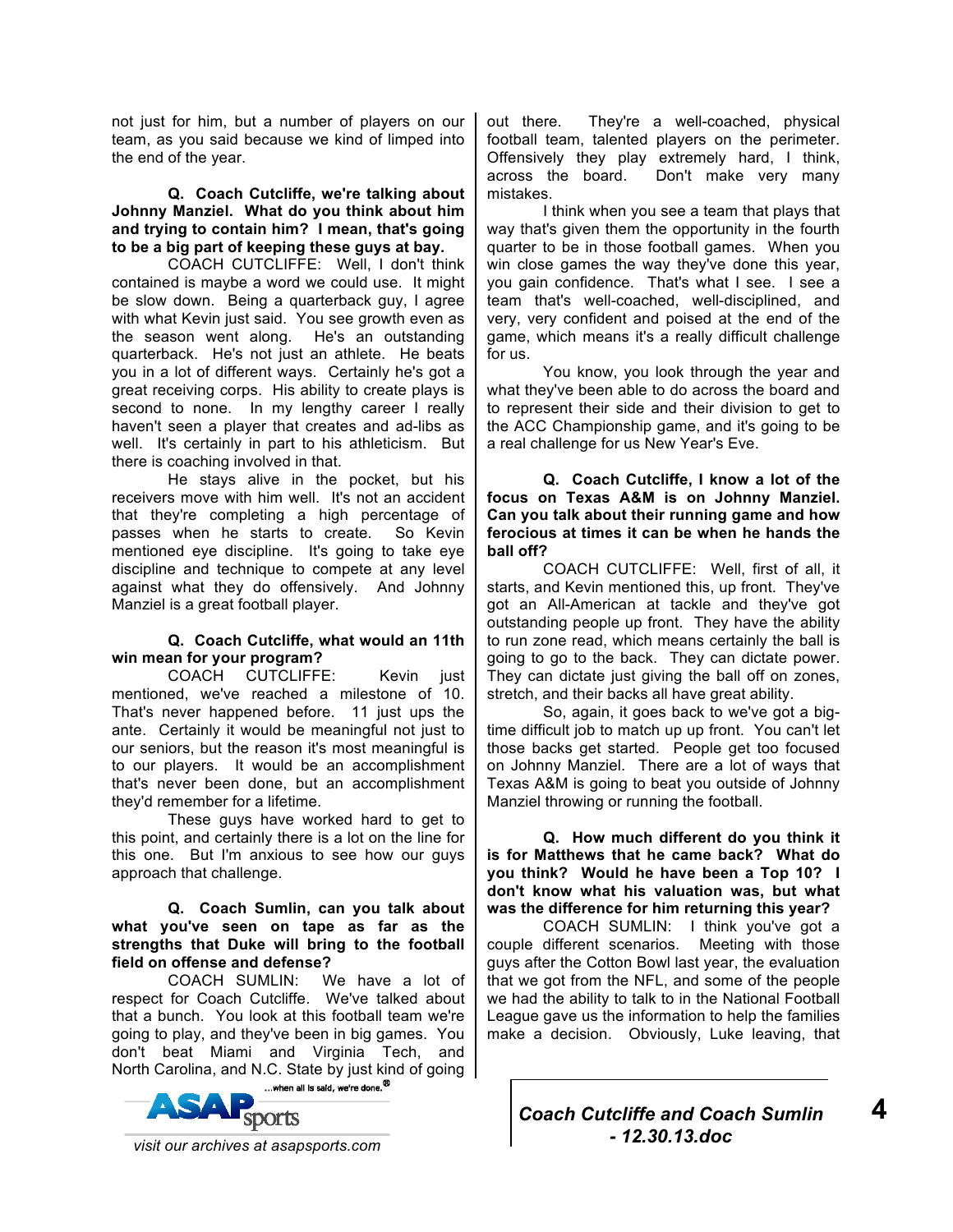not just for him, but a number of players on our team, as you said because we kind of limped into the end of the year.

**Q. Coach Cutcliffe, we're talking about Johnny Manziel. What do you think about him and trying to contain him? I mean, that's going to be a big part of keeping these guys at bay.**

COACH CUTCLIFFE: Well, I don't think contained is maybe a word we could use. It might be slow down. Being a quarterback guy, I agree with what Kevin just said. You see growth even as the season went along. He's an outstanding quarterback. He's not just an athlete. He beats you in a lot of different ways. Certainly he's got a great receiving corps. His ability to create plays is second to none. In my lengthy career I really haven't seen a player that creates and ad-libs as well. It's certainly in part to his athleticism. But there is coaching involved in that.

He stays alive in the pocket, but his receivers move with him well. It's not an accident that they're completing a high percentage of passes when he starts to create. So Kevin mentioned eye discipline. It's going to take eye discipline and technique to compete at any level against what they do offensively. And Johnny Manziel is a great football player.

**Q. Coach Cutcliffe, what would an 11th win mean for your program?**

COACH CUTCLIFFE: Kevin just mentioned, we've reached a milestone of 10. That's never happened before. 11 just ups the ante. Certainly it would be meaningful not just to our seniors, but the reason it's most meaningful is to our players. It would be an accomplishment that's never been done, but an accomplishment they'd remember for a lifetime.

These guys have worked hard to get to this point, and certainly there is a lot on the line for this one. But I'm anxious to see how our guys approach that challenge.

**Q. Coach Sumlin, can you talk about what you've seen on tape as far as the strengths that Duke will bring to the football field on offense and defense?**

COACH SUMLIN: We have a lot of respect for Coach Cutcliffe. We've talked about that a bunch. You look at this football team we're going to play, and they've been in big games. You don't beat Miami and Virginia Tech, and North Carolina, and N.C. State by just kind of going out there. They're a well-coached, physical football team, talented players on the perimeter. Offensively they play extremely hard, I think, across the board. Don't make very many mistakes.

I think when you see a team that plays that way that's given them the opportunity in the fourth quarter to be in those football games. When you win close games the way they've done this year, you gain confidence. That's what I see. I see a team that's well-coached, well-disciplined, and very, very confident and poised at the end of the game, which means it's a really difficult challenge for us.

You know, you look through the year and what they've been able to do across the board and to represent their side and their division to get to the ACC Championship game, and it's going to be a real challenge for us New Year's Eve.

**Q. Coach Cutcliffe, I know a lot of the focus on Texas A&M is on Johnny Manziel. Can you talk about their running game and how ferocious at times it can be when he hands the ball off?**

COACH CUTCLIFFE: Well, first of all, it starts, and Kevin mentioned this, up front. They've got an All-American at tackle and they've got outstanding people up front. They have the ability to run zone read, which means certainly the ball is going to go to the back. They can dictate power. They can dictate just giving the ball off on zones, stretch, and their backs all have great ability.

So, again, it goes back to we've got a big-time difficult job to match up up front. You can't let those backs get started. People get too focused on Johnny Manziel. There are a lot of ways that Texas A&M is going to beat you outside of Johnny Manziel throwing or running the football.

**Q. How much different do you think it is for Matthews that he came back? What do you think? Would he have been a Top 10? I don't know what his valuation was, but what was the difference for him returning this year?**

COACH SUMLIN: I think you've got a couple different scenarios. Meeting with those guys after the Cotton Bowl last year, the evaluation that we got from the NFL, and some of the people we had the ability to talk to in the National Football League gave us the information to help the families make a decision. Obviously, Luke leaving, that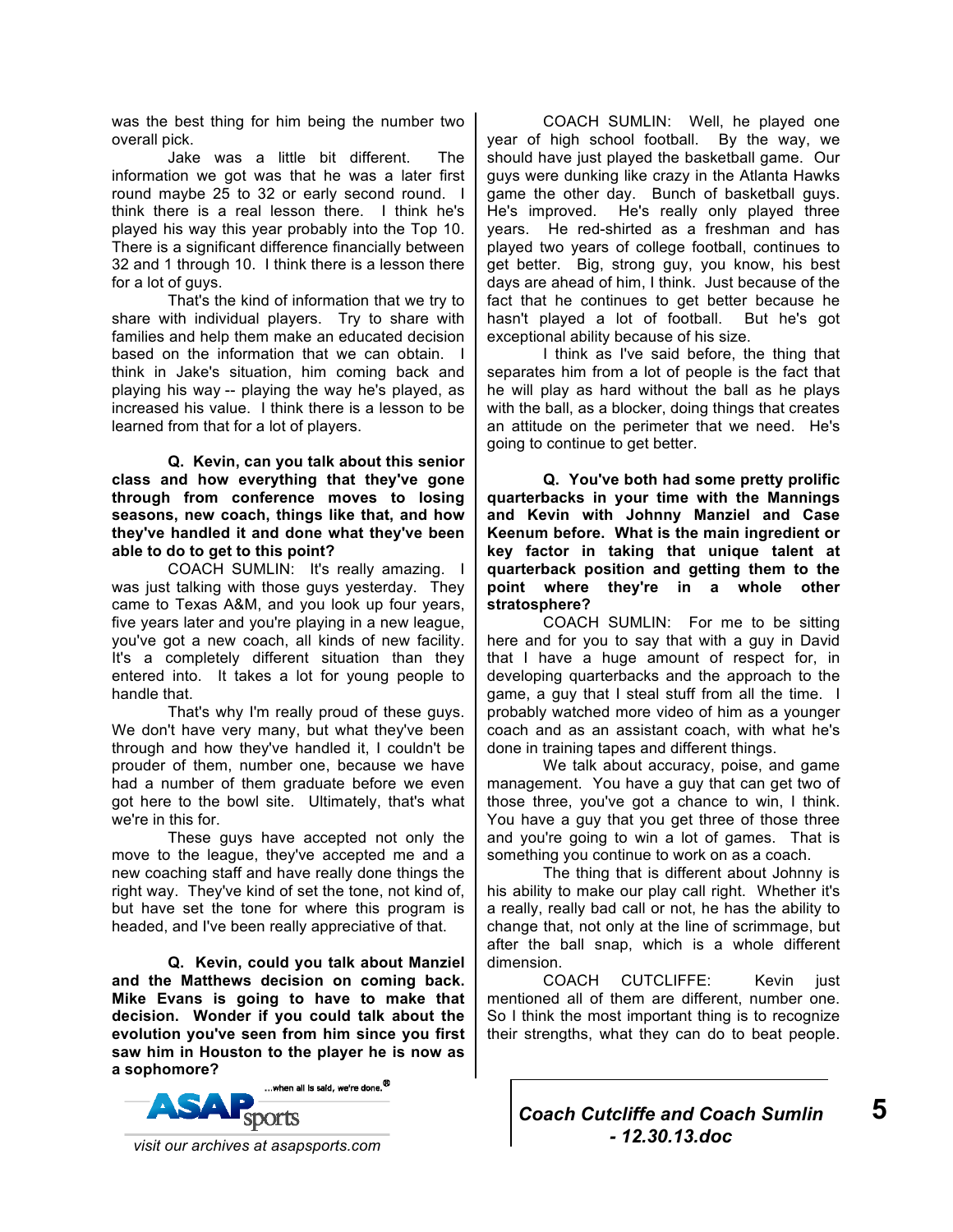was the best thing for him being the number two overall pick.

Jake was a little bit different. The information we got was that he was a later first round maybe 25 to 32 or early second round. I think there is a real lesson there. I think he's played his way this year probably into the Top 10. There is a significant difference financially between 32 and 1 through 10. I think there is a lesson there for a lot of guys.

That's the kind of information that we try to share with individual players. Try to share with families and help them make an educated decision based on the information that we can obtain. I think in Jake's situation, him coming back and playing his way -- playing the way he's played, as increased his value. I think there is a lesson to be learned from that for a lot of players.

**Q. Kevin, can you talk about this senior class and how everything that they've gone through from conference moves to losing seasons, new coach, things like that, and how they've handled it and done what they've been able to do to get to this point?**

COACH SUMLIN: It's really amazing. I was just talking with those guys yesterday. They came to Texas A&M, and you look up four years, five years later and you're playing in a new league, you've got a new coach, all kinds of new facility. It's a completely different situation than they entered into. It takes a lot for young people to handle that.

That's why I'm really proud of these guys. We don't have very many, but what they've been through and how they've handled it, I couldn't be prouder of them, number one, because we have had a number of them graduate before we even got here to the bowl site. Ultimately, that's what we're in this for.

These guys have accepted not only the move to the league, they've accepted me and a new coaching staff and have really done things the right way. They've kind of set the tone, not kind of, but have set the tone for where this program is headed, and I've been really appreciative of that.

**Q. Kevin, could you talk about Manziel and the Matthews decision on coming back. Mike Evans is going to have to make that decision. Wonder if you could talk about the evolution you've seen from him since you first saw him in Houston to the player he is now as a sophomore?**

COACH SUMLIN: Well, he played one year of high school football. By the way, we should have just played the basketball game. Our guys were dunking like crazy in the Atlanta Hawks game the other day. Bunch of basketball guys. He's improved. He's really only played three years. He red-shirted as a freshman and has played two years of college football, continues to get better. Big, strong guy, you know, his best days are ahead of him, I think. Just because of the fact that he continues to get better because he hasn't played a lot of football. But he's got exceptional ability because of his size.

I think as I've said before, the thing that separates him from a lot of people is the fact that he will play as hard without the ball as he plays with the ball, as a blocker, doing things that creates an attitude on the perimeter that we need. He's going to continue to get better.

**Q. You've both had some pretty prolific quarterbacks in your time with the Mannings and Kevin with Johnny Manziel and Case Keenum before. What is the main ingredient or key factor in taking that unique talent at quarterback position and getting them to the point where they're in a whole other stratosphere?**

COACH SUMLIN: For me to be sitting here and for you to say that with a guy in David that I have a huge amount of respect for, in developing quarterbacks and the approach to the game, a guy that I steal stuff from all the time. I probably watched more video of him as a younger coach and as an assistant coach, with what he's done in training tapes and different things.

We talk about accuracy, poise, and game management. You have a guy that can get two of those three, you've got a chance to win, I think. You have a guy that you get three of those three and you're going to win a lot of games. That is something you continue to work on as a coach.

The thing that is different about Johnny is his ability to make our play call right. Whether it's a really, really bad call or not, he has the ability to change that, not only at the line of scrimmage, but after the ball snap, which is a whole different dimension.

COACH CUTCLIFFE: Kevin just mentioned all of them are different, number one. So I think the most important thing is to recognize their strengths, what they can do to beat people.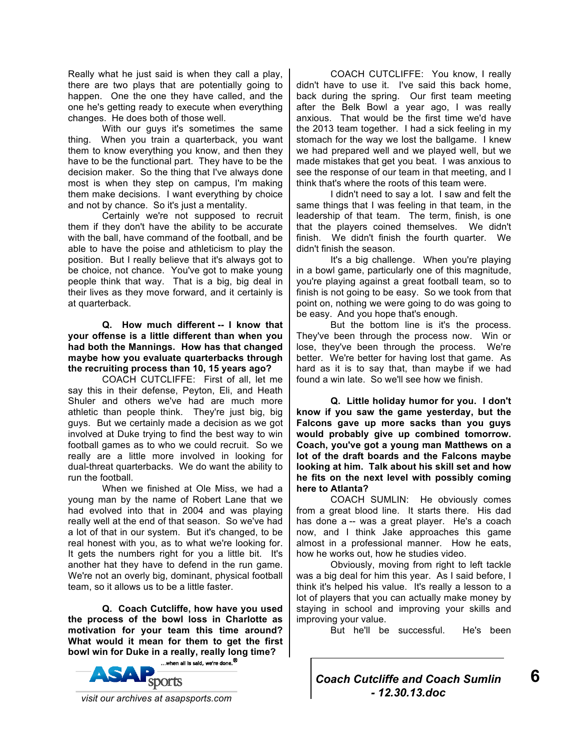Really what he just said is when they call a play, there are two plays that are potentially going to happen. One the one they have called, and the one he's getting ready to execute when everything changes. He does both of those well.

With our guys it's sometimes the same thing. When you train a quarterback, you want them to know everything you know, and then they have to be the functional part. They have to be the decision maker. So the thing that I've always done most is when they step on campus, I'm making them make decisions. I want everything by choice and not by chance. So it's just a mentality.

Certainly we're not supposed to recruit them if they don't have the ability to be accurate with the ball, have command of the football, and be able to have the poise and athleticism to play the position. But I really believe that it's always got to be choice, not chance. You've got to make young people think that way. That is a big, big deal in their lives as they move forward, and it certainly is at quarterback.

**Q. How much different -- I know that your offense is a little different than when you had both the Mannings. How has that changed maybe how you evaluate quarterbacks through the recruiting process than 10, 15 years ago?**

COACH CUTCLIFFE: First of all, let me say this in their defense, Peyton, Eli, and Heath Shuler and others we've had are much more athletic than people think. They're just big, big guys. But we certainly made a decision as we got involved at Duke trying to find the best way to win football games as to who we could recruit. So we really are a little more involved in looking for dual-threat quarterbacks. We do want the ability to run the football.

When we finished at Ole Miss, we had a young man by the name of Robert Lane that we had evolved into that in 2004 and was playing really well at the end of that season. So we've had a lot of that in our system. But it's changed, to be real honest with you, as to what we're looking for. It gets the numbers right for you a little bit. It's another hat they have to defend in the run game. We're not an overly big, dominant, physical football team, so it allows us to be a little faster.

**Q. Coach Cutcliffe, how have you used the process of the bowl loss in Charlotte as motivation for your team this time around? What would it mean for them to get the first bowl win for Duke in a really, really long time?**

COACH CUTCLIFFE: You know, I really didn't have to use it. I've said this back home, back during the spring. Our first team meeting after the Belk Bowl a year ago, I was really anxious. That would be the first time we'd have the 2013 team together. I had a sick feeling in my stomach for the way we lost the ballgame. I knew we had prepared well and we played well, but we made mistakes that get you beat. I was anxious to see the response of our team in that meeting, and I think that's where the roots of this team were.

I didn't need to say a lot. I saw and felt the same things that I was feeling in that team, in the leadership of that team. The term, finish, is one that the players coined themselves. We didn't finish. We didn't finish the fourth quarter. We didn't finish the season.

It's a big challenge. When you're playing in a bowl game, particularly one of this magnitude, you're playing against a great football team, so to finish is not going to be easy. So we took from that point on, nothing we were going to do was going to be easy. And you hope that's enough.

But the bottom line is it's the process. They've been through the process now. Win or lose, they've been through the process. We're better. We're better for having lost that game. As hard as it is to say that, than maybe if we had found a win late. So we'll see how we finish.

**Q. Little holiday humor for you. I don't know if you saw the game yesterday, but the Falcons gave up more sacks than you guys would probably give up combined tomorrow. Coach, you've got a young man Matthews on a lot of the draft boards and the Falcons maybe looking at him. Talk about his skill set and how he fits on the next level with possibly coming here to Atlanta?**

COACH SUMLIN: He obviously comes from a great blood line. It starts there. His dad has done a -- was a great player. He's a coach now, and I think Jake approaches this game almost in a professional manner. How he eats, how he works out, how he studies video.

Obviously, moving from right to left tackle was a big deal for him this year. As I said before, I think it's helped his value. It's really a lesson to a lot of players that you can actually make money by staying in school and improving your skills and improving your value.

But he'll be successful. He's been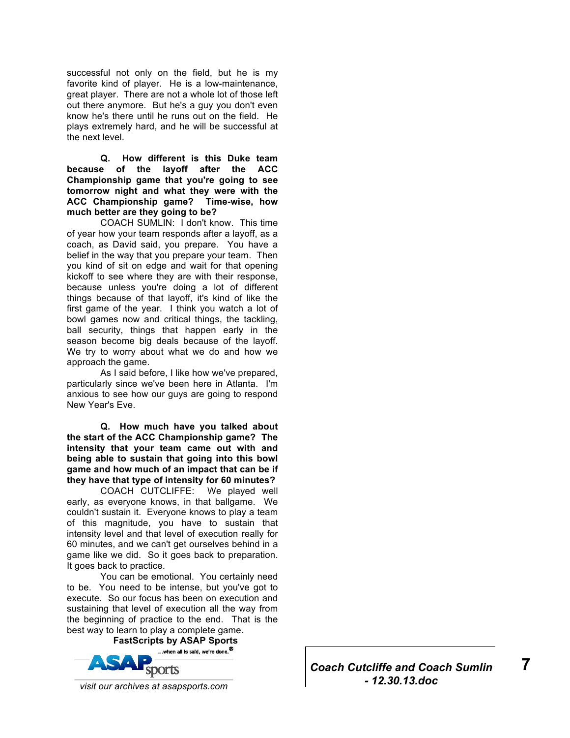successful not only on the field, but he is my favorite kind of player. He is a low-maintenance, great player. There are not a whole lot of those left out there anymore. But he's a guy you don't even know he's there until he runs out on the field. He plays extremely hard, and he will be successful at the next level.

**Q. How different is this Duke team because of the layoff after the ACC Championship game that you're going to see tomorrow night and what they were with the ACC Championship game? Time-wise, how much better are they going to be?**

COACH SUMLIN: I don't know. This time of year how your team responds after a layoff, as a coach, as David said, you prepare. You have a belief in the way that you prepare your team. Then you kind of sit on edge and wait for that opening kickoff to see where they are with their response, because unless you're doing a lot of different things because of that layoff, it's kind of like the first game of the year. I think you watch a lot of bowl games now and critical things, the tackling, ball security, things that happen early in the season become big deals because of the layoff. We try to worry about what we do and how we approach the game.

As I said before, I like how we've prepared, particularly since we've been here in Atlanta. I'm anxious to see how our guys are going to respond New Year's Eve.

**Q. How much have you talked about the start of the ACC Championship game? The intensity that your team came out with and being able to sustain that going into this bowl game and how much of an impact that can be if they have that type of intensity for 60 minutes?**

COACH CUTCLIFFE: We played well early, as everyone knows, in that ballgame. We couldn't sustain it. Everyone knows to play a team of this magnitude, you have to sustain that intensity level and that level of execution really for 60 minutes, and we can't get ourselves behind in a game like we did. So it goes back to preparation. It goes back to practice.

You can be emotional. You certainly need to be. You need to be intense, but you've got to execute. So our focus has been on execution and sustaining that level of execution all the way from the beginning of practice to the end. That is the best way to learn to play a complete game.

**FastScripts by ASAP Sports**